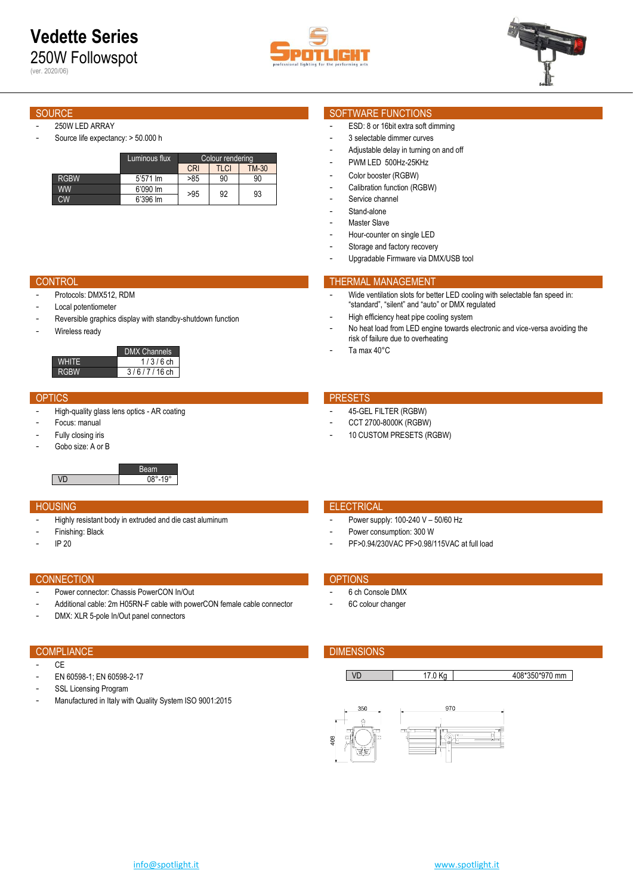# Vedette Series

## 250W Followspot

(ver. 2020/06)

## SOURCE

- 250W LED ARRAY
- Source life expectancy: > 50.000 h

| | Luminous flux | Colour rendering | | |
|---|---|---|---|---|
| | | CRI | TLCI | TM-30 |
| RGBW | 5'571 lm | >85 | 90 | 90 |
| WW | 6'090 lm | >95 | 92 | 93 |
| CW | 6'396 lm | | | |

## SOFTWARE FUNCTIONS

- ESD: 8 or 16bit extra soft dimming
- 3 selectable dimmer curves
- Adjustable delay in turning on and off
- PWM LED 500Hz-25KHz
- Color booster (RGBW)
- Calibration function (RGBW)
- Service channel
- Stand-alone
- Master Slave
- Hour-counter on single LED
- Storage and factory recovery
- Upgradable Firmware via DMX/USB tool

## CONTROL

- Protocols: DMX512, RDM
- Local potentiometer
- Reversible graphics display with standby-shutdown function
- Wireless ready

| | DMX Channels |
|---|---|
| WHITE | 1 / 3 / 6 ch |
| RGBW | 3 / 6 / 7 / 16 ch |

## THERMAL MANAGEMENT

- Wide ventilation slots for better LED cooling with selectable fan speed in: "standard", "silent" and "auto" or DMX regulated
- High efficiency heat pipe cooling system
- No heat load from LED engine towards electronic and vice-versa avoiding the risk of failure due to overheating
- Ta max 40°C

## OPTICS

- High-quality glass lens optics - AR coating
- Focus: manual
- Fully closing iris
- Gobo size: A or B

| | Beam |
|---|---|
| VD | 08°-19° |

## PRESETS

- 45-GEL FILTER (RGBW)
- CCT 2700-8000K (RGBW)
- 10 CUSTOM PRESETS (RGBW)

## HOUSING

- Highly resistant body in extruded and die cast aluminum
- Finishing: Black
- IP 20

## ELECTRICAL

- Power supply: 100-240 V – 50/60 Hz
- Power consumption: 300 W
- PF>0.94/230VAC PF>0.98/115VAC at full load

## CONNECTION

- Power connector: Chassis PowerCON In/Out
- Additional cable: 2m H05RN-F cable with powerCON female cable connector
- DMX: XLR 5-pole In/Out panel connectors

## OPTIONS

- 6 ch Console DMX
- 6C colour changer

## COMPLIANCE

- CE
- EN 60598-1; EN 60598-2-17
- SSL Licensing Program
- Manufactured in Italy with Quality System ISO 9001:2015

## DIMENSIONS

| VD | 17.0 Kg | 408*350*970 mm |
|---|---|---|

info@spotlight.it www.spotlight.it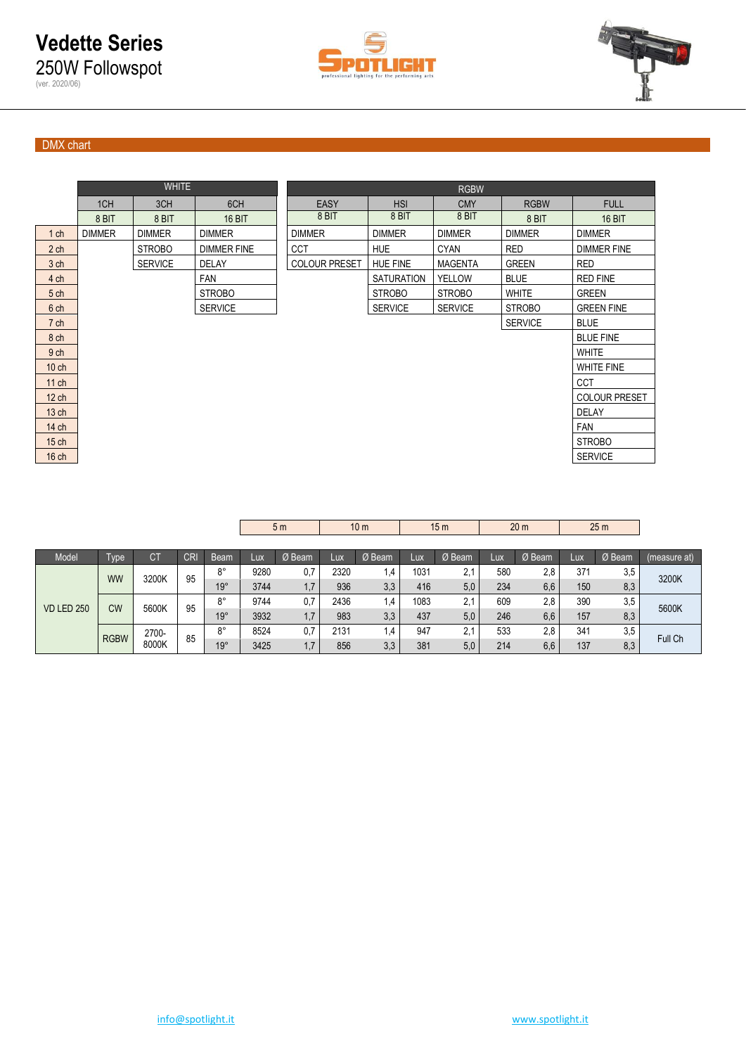# Vedette Series

250W Followspot

(ver. 2020/06)

## DMX chart

| | WHITE | | | RGBW | | | | |
|---|---|---|---|---|---|---|---|---|
| | 1CH | 3CH | 6CH | EASY | HSI | CMY | RGBW | FULL |
| | 8 BIT | 8 BIT | 16 BIT | 8 BIT | 8 BIT | 8 BIT | 8 BIT | 16 BIT |
| 1 ch | DIMMER | DIMMER | DIMMER | DIMMER | DIMMER | DIMMER | DIMMER | DIMMER |
| 2 ch | | STROBO | DIMMER FINE | CCT | HUE | CYAN | RED | DIMMER FINE |
| 3 ch | | SERVICE | DELAY | COLOUR PRESET | HUE FINE | MAGENTA | GREEN | RED |
| 4 ch | | | FAN | | SATURATION | YELLOW | BLUE | RED FINE |
| 5 ch | | | STROBO | | STROBO | STROBO | WHITE | GREEN |
| 6 ch | | | SERVICE | | SERVICE | SERVICE | STROBO | GREEN FINE |
| 7 ch | | | | | | | SERVICE | BLUE |
| 8 ch | | | | | | | | BLUE FINE |
| 9 ch | | | | | | | | WHITE |
| 10 ch | | | | | | | | WHITE FINE |
| 11 ch | | | | | | | | CCT |
| 12 ch | | | | | | | | COLOUR PRESET |
| 13 ch | | | | | | | | DELAY |
| 14 ch | | | | | | | | FAN |
| 15 ch | | | | | | | | STROBO |
| 16 ch | | | | | | | | SERVICE |

| | | | | | 5 m | | 10 m | | 15 m | | 20 m | | 25 m | | |
|---|---|---|---|---|---|---|---|---|---|---|---|---|---|---|---|
| Model | Type | CT | CRI | Beam | Lux | Ø Beam | Lux | Ø Beam | Lux | Ø Beam | Lux | Ø Beam | Lux | Ø Beam | (measure at) |
| VD LED 250 | WW | 3200K | 95 | 8° | 9280 | 0,7 | 2320 | 1,4 | 1031 | 2,1 | 580 | 2,8 | 371 | 3,5 | 3200K |
| | | | | 19° | 3744 | 1,7 | 936 | 3,3 | 416 | 5,0 | 234 | 6,6 | 150 | 8,3 | |
| | CW | 5600K | 95 | 8° | 9744 | 0,7 | 2436 | 1,4 | 1083 | 2,1 | 609 | 2,8 | 390 | 3,5 | 5600K |
| | | | | 19° | 3932 | 1,7 | 983 | 3,3 | 437 | 5,0 | 246 | 6,6 | 157 | 8,3 | |
| | RGBW | 2700-8000K | 85 | 8° | 8524 | 0,7 | 2131 | 1,4 | 947 | 2,1 | 533 | 2,8 | 341 | 3,5 | Full Ch |
| | | | | 19° | 3425 | 1,7 | 856 | 3,3 | 381 | 5,0 | 214 | 6,6 | 137 | 8,3 | |

info@spotlight.it

www.spotlight.it